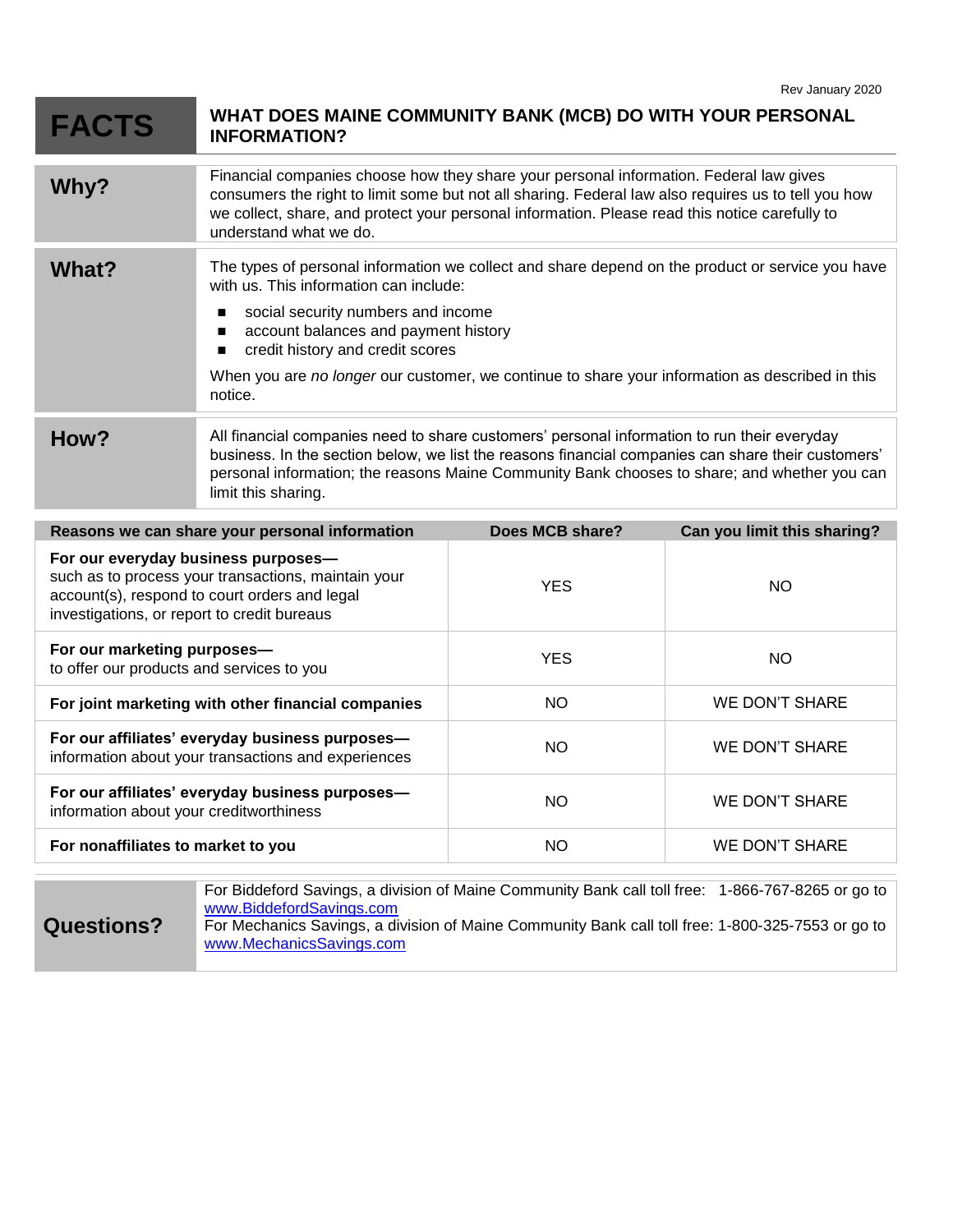Rev January 2020

# FACTS — WHAT DOES MAINE COMMUNITY BANK (MCB) DO WITH YOUR PERSONAL INFORMATION?

## Why?

Financial companies choose how they share your personal information. Federal law gives consumers the right to limit some but not all sharing. Federal law also requires us to tell you how we collect, share, and protect your personal information. Please read this notice carefully to understand what we do.

## What?

The types of personal information we collect and share depend on the product or service you have with us. This information can include:

- social security numbers and income
- account balances and payment history
- credit history and credit scores

When you are *no longer* our customer, we continue to share your information as described in this notice.

## How?

All financial companies need to share customers' personal information to run their everyday business. In the section below, we list the reasons financial companies can share their customers' personal information; the reasons Maine Community Bank chooses to share; and whether you can limit this sharing.

| Reasons we can share your personal information | Does MCB share? | Can you limit this sharing? |
|---|---|---|
| **For our everyday business purposes—** such as to process your transactions, maintain your account(s), respond to court orders and legal investigations, or report to credit bureaus | YES | NO |
| **For our marketing purposes—** to offer our products and services to you | YES | NO |
| **For joint marketing with other financial companies** | NO | WE DON'T SHARE |
| **For our affiliates' everyday business purposes—** information about your transactions and experiences | NO | WE DON'T SHARE |
| **For our affiliates' everyday business purposes—** information about your creditworthiness | NO | WE DON'T SHARE |
| **For nonaffiliates to market to you** | NO | WE DON'T SHARE |

## Questions?

For Biddeford Savings, a division of Maine Community Bank call toll free: 1-866-767-8265 or go to www.BiddefordSavings.com

For Mechanics Savings, a division of Maine Community Bank call toll free: 1-800-325-7553 or go to www.MechanicsSavings.com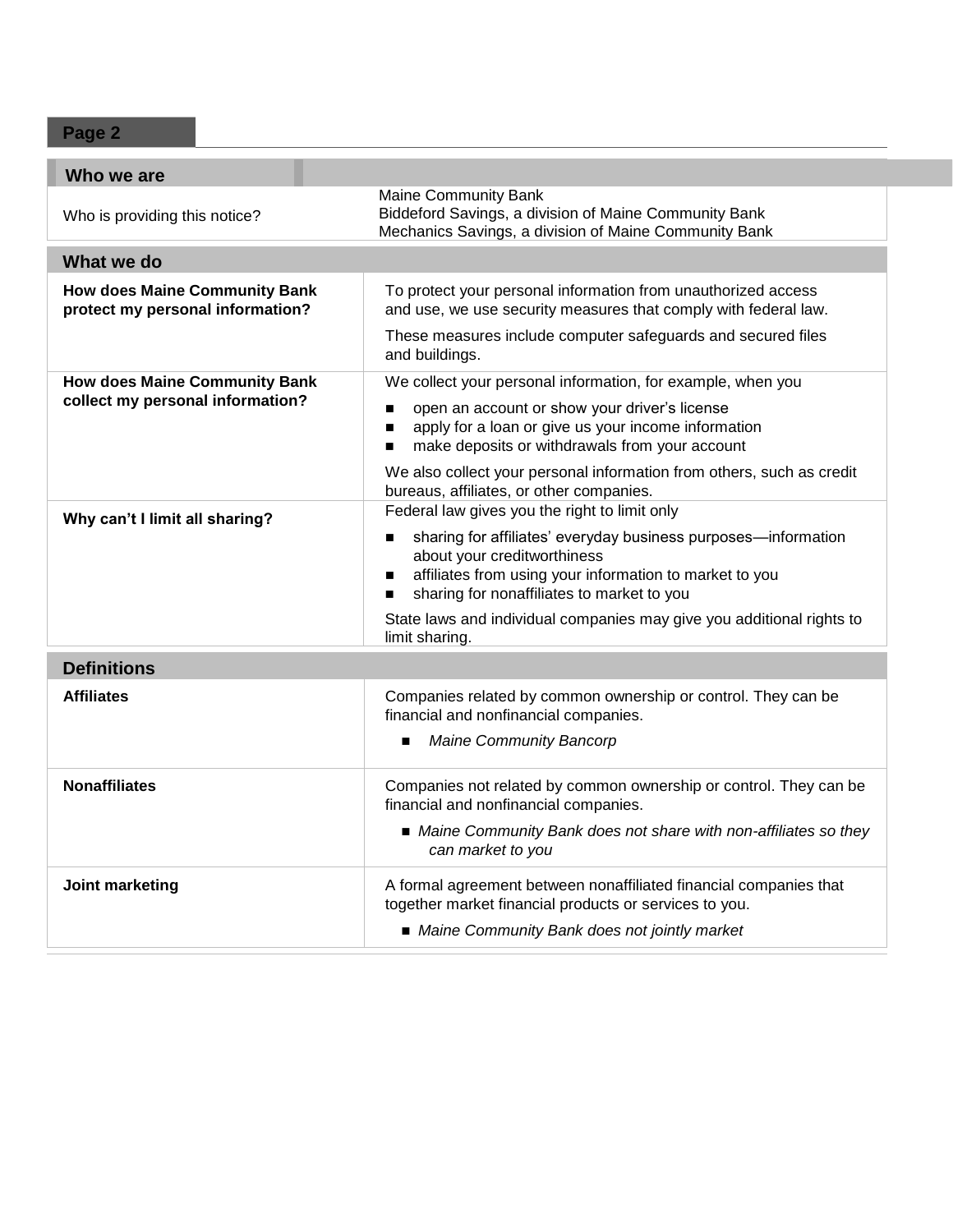## Page 2

| Who we are | |
|---|---|
| Who is providing this notice? | Maine Community Bank<br>Biddeford Savings, a division of Maine Community Bank<br>Mechanics Savings, a division of Maine Community Bank |

| What we do | |
|---|---|
| **How does Maine Community Bank protect my personal information?** | To protect your personal information from unauthorized access and use, we use security measures that comply with federal law.<br><br>These measures include computer safeguards and secured files and buildings. |
| **How does Maine Community Bank collect my personal information?** | We collect your personal information, for example, when you<br>■ open an account or show your driver's license<br>■ apply for a loan or give us your income information<br>■ make deposits or withdrawals from your account<br><br>We also collect your personal information from others, such as credit bureaus, affiliates, or other companies. |
| **Why can't I limit all sharing?** | Federal law gives you the right to limit only<br>■ sharing for affiliates' everyday business purposes—information about your creditworthiness<br>■ affiliates from using your information to market to you<br>■ sharing for nonaffiliates to market to you<br><br>State laws and individual companies may give you additional rights to limit sharing. |

| Definitions | |
|---|---|
| **Affiliates** | Companies related by common ownership or control. They can be financial and nonfinancial companies.<br>■ *Maine Community Bancorp* |
| **Nonaffiliates** | Companies not related by common ownership or control. They can be financial and nonfinancial companies.<br>■ *Maine Community Bank does not share with non-affiliates so they can market to you* |
| **Joint marketing** | A formal agreement between nonaffiliated financial companies that together market financial products or services to you.<br>■ *Maine Community Bank does not jointly market* |